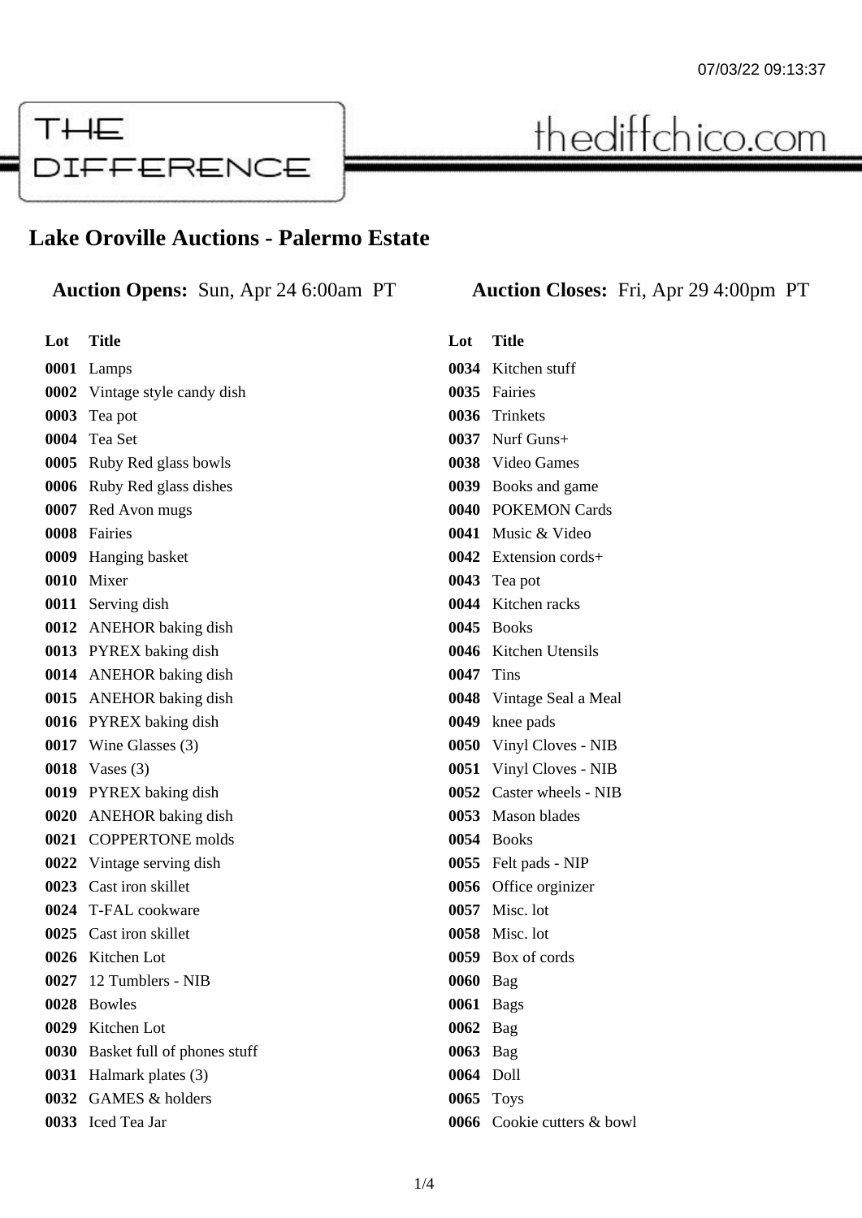THE DIFFERENCE

thediffchico.com

# Lake Oroville Auctions - Palermo Estate

**Auction Opens:** Sun, Apr 24 6:00am PT

**Auction Closes:** Fri, Apr 29 4:00pm PT

| Lot | Title |
|---|---|
| **0001** | Lamps |
| **0002** | Vintage style candy dish |
| **0003** | Tea pot |
| **0004** | Tea Set |
| **0005** | Ruby Red glass bowls |
| **0006** | Ruby Red glass dishes |
| **0007** | Red Avon mugs |
| **0008** | Fairies |
| **0009** | Hanging basket |
| **0010** | Mixer |
| **0011** | Serving dish |
| **0012** | ANEHOR baking dish |
| **0013** | PYREX baking dish |
| **0014** | ANEHOR baking dish |
| **0015** | ANEHOR baking dish |
| **0016** | PYREX baking dish |
| **0017** | Wine Glasses (3) |
| **0018** | Vases (3) |
| **0019** | PYREX baking dish |
| **0020** | ANEHOR baking dish |
| **0021** | COPPERTONE molds |
| **0022** | Vintage serving dish |
| **0023** | Cast iron skillet |
| **0024** | T-FAL cookware |
| **0025** | Cast iron skillet |
| **0026** | Kitchen Lot |
| **0027** | 12 Tumblers - NIB |
| **0028** | Bowles |
| **0029** | Kitchen Lot |
| **0030** | Basket full of phones stuff |
| **0031** | Halmark plates (3) |
| **0032** | GAMES & holders |
| **0033** | Iced Tea Jar |
| **0034** | Kitchen stuff |
| **0035** | Fairies |
| **0036** | Trinkets |
| **0037** | Nurf Guns+ |
| **0038** | Video Games |
| **0039** | Books and game |
| **0040** | POKEMON Cards |
| **0041** | Music & Video |
| **0042** | Extension cords+ |
| **0043** | Tea pot |
| **0044** | Kitchen racks |
| **0045** | Books |
| **0046** | Kitchen Utensils |
| **0047** | Tins |
| **0048** | Vintage Seal a Meal |
| **0049** | knee pads |
| **0050** | Vinyl Cloves - NIB |
| **0051** | Vinyl Cloves - NIB |
| **0052** | Caster wheels - NIB |
| **0053** | Mason blades |
| **0054** | Books |
| **0055** | Felt pads - NIP |
| **0056** | Office orginizer |
| **0057** | Misc. lot |
| **0058** | Misc. lot |
| **0059** | Box of cords |
| **0060** | Bag |
| **0061** | Bags |
| **0062** | Bag |
| **0063** | Bag |
| **0064** | Doll |
| **0065** | Toys |
| **0066** | Cookie cutters & bowl |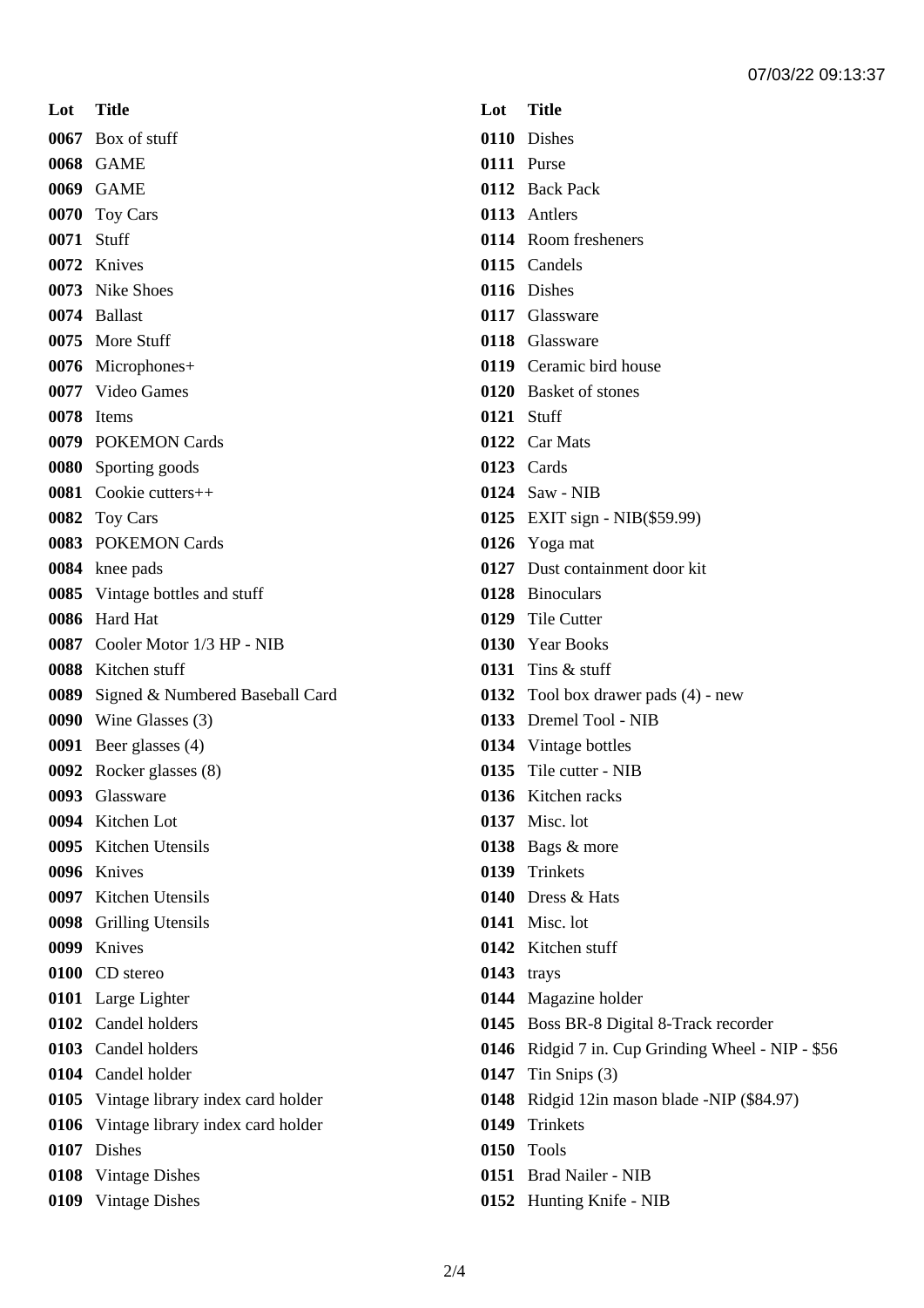| Lot | Title |
| --- | --- |
| 0067 | Box of stuff |
| 0068 | GAME |
| 0069 | GAME |
| 0070 | Toy Cars |
| 0071 | Stuff |
| 0072 | Knives |
| 0073 | Nike Shoes |
| 0074 | Ballast |
| 0075 | More Stuff |
| 0076 | Microphones+ |
| 0077 | Video Games |
| 0078 | Items |
| 0079 | POKEMON Cards |
| 0080 | Sporting goods |
| 0081 | Cookie cutters++ |
| 0082 | Toy Cars |
| 0083 | POKEMON Cards |
| 0084 | knee pads |
| 0085 | Vintage bottles and stuff |
| 0086 | Hard Hat |
| 0087 | Cooler Motor 1/3 HP - NIB |
| 0088 | Kitchen stuff |
| 0089 | Signed & Numbered Baseball Card |
| 0090 | Wine Glasses (3) |
| 0091 | Beer glasses (4) |
| 0092 | Rocker glasses (8) |
| 0093 | Glassware |
| 0094 | Kitchen Lot |
| 0095 | Kitchen Utensils |
| 0096 | Knives |
| 0097 | Kitchen Utensils |
| 0098 | Grilling Utensils |
| 0099 | Knives |
| 0100 | CD stereo |
| 0101 | Large Lighter |
| 0102 | Candel holders |
| 0103 | Candel holders |
| 0104 | Candel holder |
| 0105 | Vintage library index card holder |
| 0106 | Vintage library index card holder |
| 0107 | Dishes |
| 0108 | Vintage Dishes |
| 0109 | Vintage Dishes |
| 0110 | Dishes |
| 0111 | Purse |
| 0112 | Back Pack |
| 0113 | Antlers |
| 0114 | Room fresheners |
| 0115 | Candels |
| 0116 | Dishes |
| 0117 | Glassware |
| 0118 | Glassware |
| 0119 | Ceramic bird house |
| 0120 | Basket of stones |
| 0121 | Stuff |
| 0122 | Car Mats |
| 0123 | Cards |
| 0124 | Saw - NIB |
| 0125 | EXIT sign - NIB($59.99) |
| 0126 | Yoga mat |
| 0127 | Dust containment door kit |
| 0128 | Binoculars |
| 0129 | Tile Cutter |
| 0130 | Year Books |
| 0131 | Tins & stuff |
| 0132 | Tool box drawer pads (4) - new |
| 0133 | Dremel Tool - NIB |
| 0134 | Vintage bottles |
| 0135 | Tile cutter - NIB |
| 0136 | Kitchen racks |
| 0137 | Misc. lot |
| 0138 | Bags & more |
| 0139 | Trinkets |
| 0140 | Dress & Hats |
| 0141 | Misc. lot |
| 0142 | Kitchen stuff |
| 0143 | trays |
| 0144 | Magazine holder |
| 0145 | Boss BR-8 Digital 8-Track recorder |
| 0146 | Ridgid 7 in. Cup Grinding Wheel - NIP - $56 |
| 0147 | Tin Snips (3) |
| 0148 | Ridgid 12in mason blade -NIP ($84.97) |
| 0149 | Trinkets |
| 0150 | Tools |
| 0151 | Brad Nailer - NIB |
| 0152 | Hunting Knife - NIB |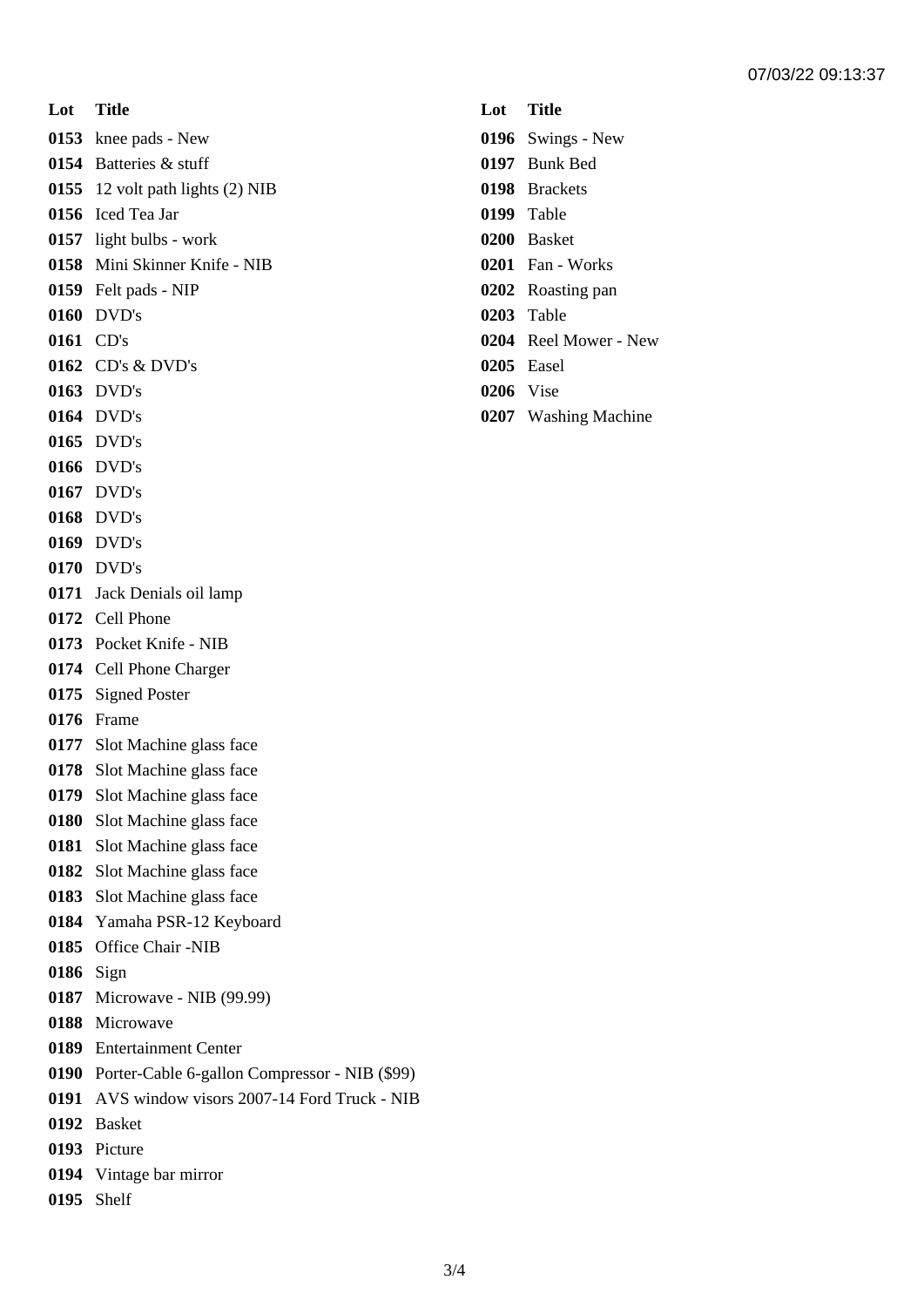| Lot | Title |
|---|---|
| 0153 | knee pads - New |
| 0154 | Batteries & stuff |
| 0155 | 12 volt path lights (2) NIB |
| 0156 | Iced Tea Jar |
| 0157 | light bulbs - work |
| 0158 | Mini Skinner Knife - NIB |
| 0159 | Felt pads - NIP |
| 0160 | DVD's |
| 0161 | CD's |
| 0162 | CD's & DVD's |
| 0163 | DVD's |
| 0164 | DVD's |
| 0165 | DVD's |
| 0166 | DVD's |
| 0167 | DVD's |
| 0168 | DVD's |
| 0169 | DVD's |
| 0170 | DVD's |
| 0171 | Jack Denials oil lamp |
| 0172 | Cell Phone |
| 0173 | Pocket Knife - NIB |
| 0174 | Cell Phone Charger |
| 0175 | Signed Poster |
| 0176 | Frame |
| 0177 | Slot Machine glass face |
| 0178 | Slot Machine glass face |
| 0179 | Slot Machine glass face |
| 0180 | Slot Machine glass face |
| 0181 | Slot Machine glass face |
| 0182 | Slot Machine glass face |
| 0183 | Slot Machine glass face |
| 0184 | Yamaha PSR-12 Keyboard |
| 0185 | Office Chair -NIB |
| 0186 | Sign |
| 0187 | Microwave - NIB (99.99) |
| 0188 | Microwave |
| 0189 | Entertainment Center |
| 0190 | Porter-Cable 6-gallon Compressor - NIB ($99) |
| 0191 | AVS window visors 2007-14 Ford Truck - NIB |
| 0192 | Basket |
| 0193 | Picture |
| 0194 | Vintage bar mirror |
| 0195 | Shelf |
| 0196 | Swings - New |
| 0197 | Bunk Bed |
| 0198 | Brackets |
| 0199 | Table |
| 0200 | Basket |
| 0201 | Fan - Works |
| 0202 | Roasting pan |
| 0203 | Table |
| 0204 | Reel Mower - New |
| 0205 | Easel |
| 0206 | Vise |
| 0207 | Washing Machine |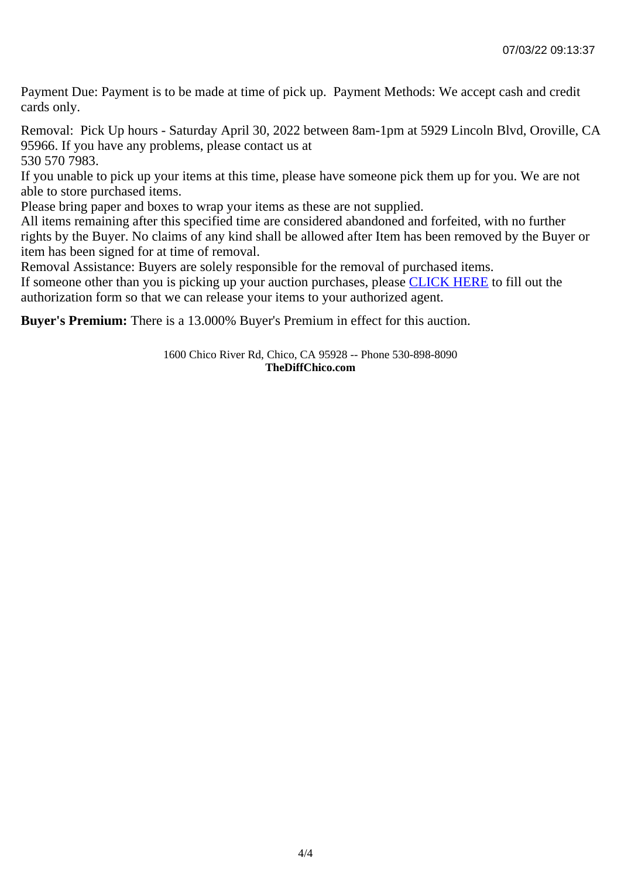Payment Due: Payment is to be made at time of pick up.  Payment Methods: We accept cash and credit cards only.

Removal:  Pick Up hours - Saturday April 30, 2022 between 8am-1pm at 5929 Lincoln Blvd, Oroville, CA 95966. If you have any problems, please contact us at
530 570 7983.
If you unable to pick up your items at this time, please have someone pick them up for you. We are not able to store purchased items.
Please bring paper and boxes to wrap your items as these are not supplied.
All items remaining after this specified time are considered abandoned and forfeited, with no further rights by the Buyer. No claims of any kind shall be allowed after Item has been removed by the Buyer or item has been signed for at time of removal.
Removal Assistance: Buyers are solely responsible for the removal of purchased items.
If someone other than you is picking up your auction purchases, please CLICK HERE to fill out the authorization form so that we can release your items to your authorized agent.

**Buyer's Premium:** There is a 13.000% Buyer's Premium in effect for this auction.

1600 Chico River Rd, Chico, CA 95928 -- Phone 530-898-8090
**TheDiffChico.com**